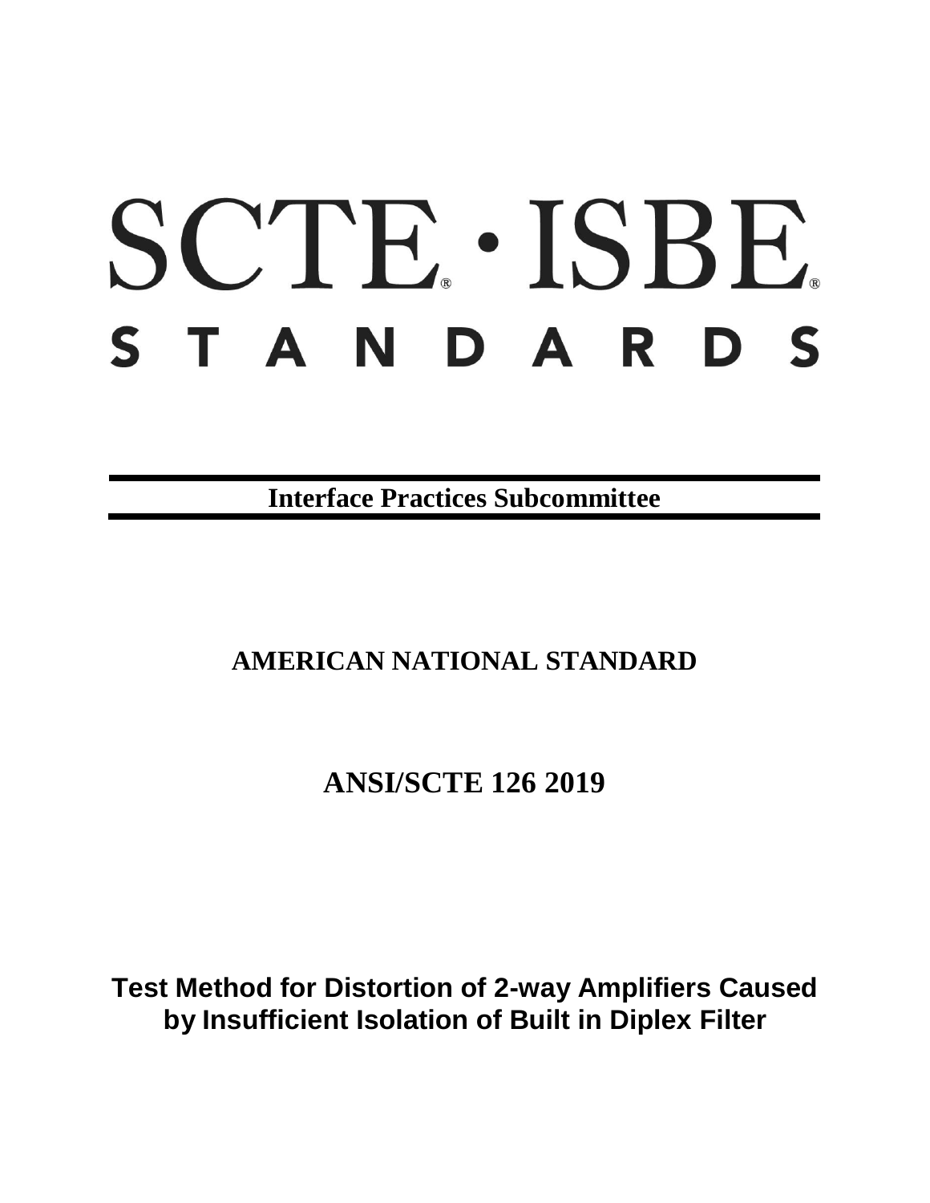# SCTE · ISBE STANDARDS

**Interface Practices Subcommittee**

**AMERICAN NATIONAL STANDARD**

**ANSI/SCTE 126 2019**

**Test Method for Distortion of 2-way Amplifiers Caused by Insufficient Isolation of Built in Diplex Filter**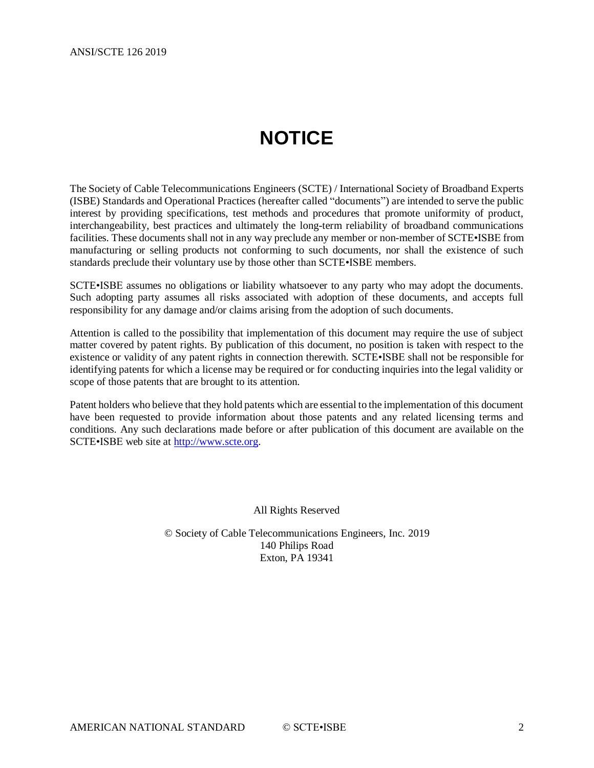# NOTICE

The Society of Cable Telecommunications Engineers (SCTE) / International Society of Broadband Experts (ISBE) Standards and Operational Practices (hereafter called "documents") are intended to serve the public interest by providing specifications, test methods and procedures that promote uniformity of product, interchangeability, best practices and ultimately the long-term reliability of broadband communications facilities. These documents shall not in any way preclude any member or non-member of SCTE•ISBE from manufacturing or selling products not conforming to such documents, nor shall the existence of such standards preclude their voluntary use by those other than SCTE•ISBE members.

SCTE•ISBE assumes no obligations or liability whatsoever to any party who may adopt the documents. Such adopting party assumes all risks associated with adoption of these documents, and accepts full responsibility for any damage and/or claims arising from the adoption of such documents.

Attention is called to the possibility that implementation of this document may require the use of subject matter covered by patent rights. By publication of this document, no position is taken with respect to the existence or validity of any patent rights in connection therewith. SCTE•ISBE shall not be responsible for identifying patents for which a license may be required or for conducting inquiries into the legal validity or scope of those patents that are brought to its attention.

Patent holders who believe that they hold patents which are essential to the implementation of this document have been requested to provide information about those patents and any related licensing terms and conditions. Any such declarations made before or after publication of this document are available on the SCTE•ISBE web site at http://www.scte.org.

All Rights Reserved

© Society of Cable Telecommunications Engineers, Inc. 2019
140 Philips Road
Exton, PA 19341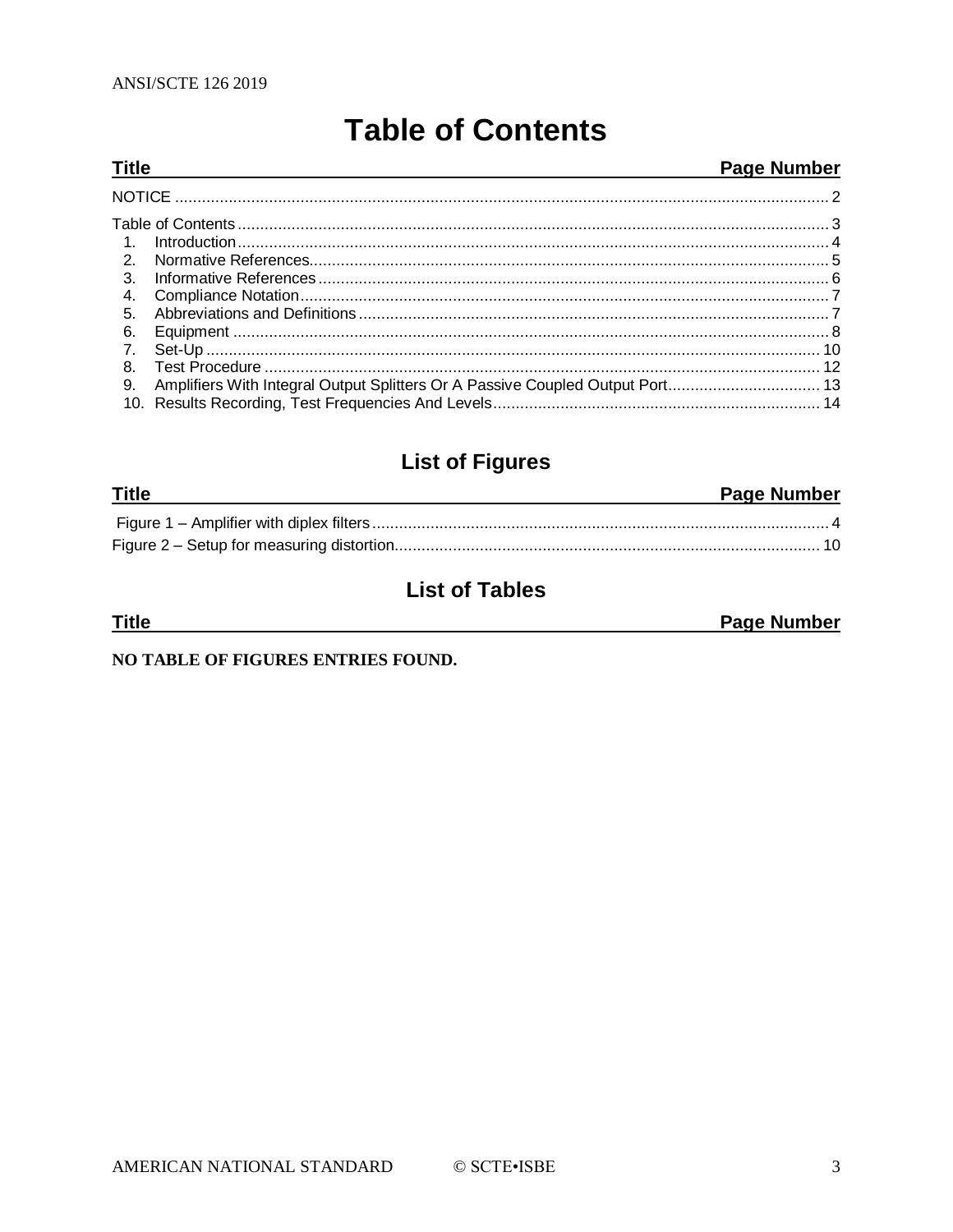# Table of Contents

| Title | Page Number |
|---|---|
| NOTICE | 2 |
| Table of Contents | 3 |
| 1. Introduction | 4 |
| 2. Normative References | 5 |
| 3. Informative References | 6 |
| 4. Compliance Notation | 7 |
| 5. Abbreviations and Definitions | 7 |
| 6. Equipment | 8 |
| 7. Set-Up | 10 |
| 8. Test Procedure | 12 |
| 9. Amplifiers With Integral Output Splitters Or A Passive Coupled Output Port | 13 |
| 10. Results Recording, Test Frequencies And Levels | 14 |

## List of Figures

| Title | Page Number |
|---|---|
| Figure 1 – Amplifier with diplex filters | 4 |
| Figure 2 – Setup for measuring distortion | 10 |

## List of Tables

| Title | Page Number |
|---|---|

**NO TABLE OF FIGURES ENTRIES FOUND.**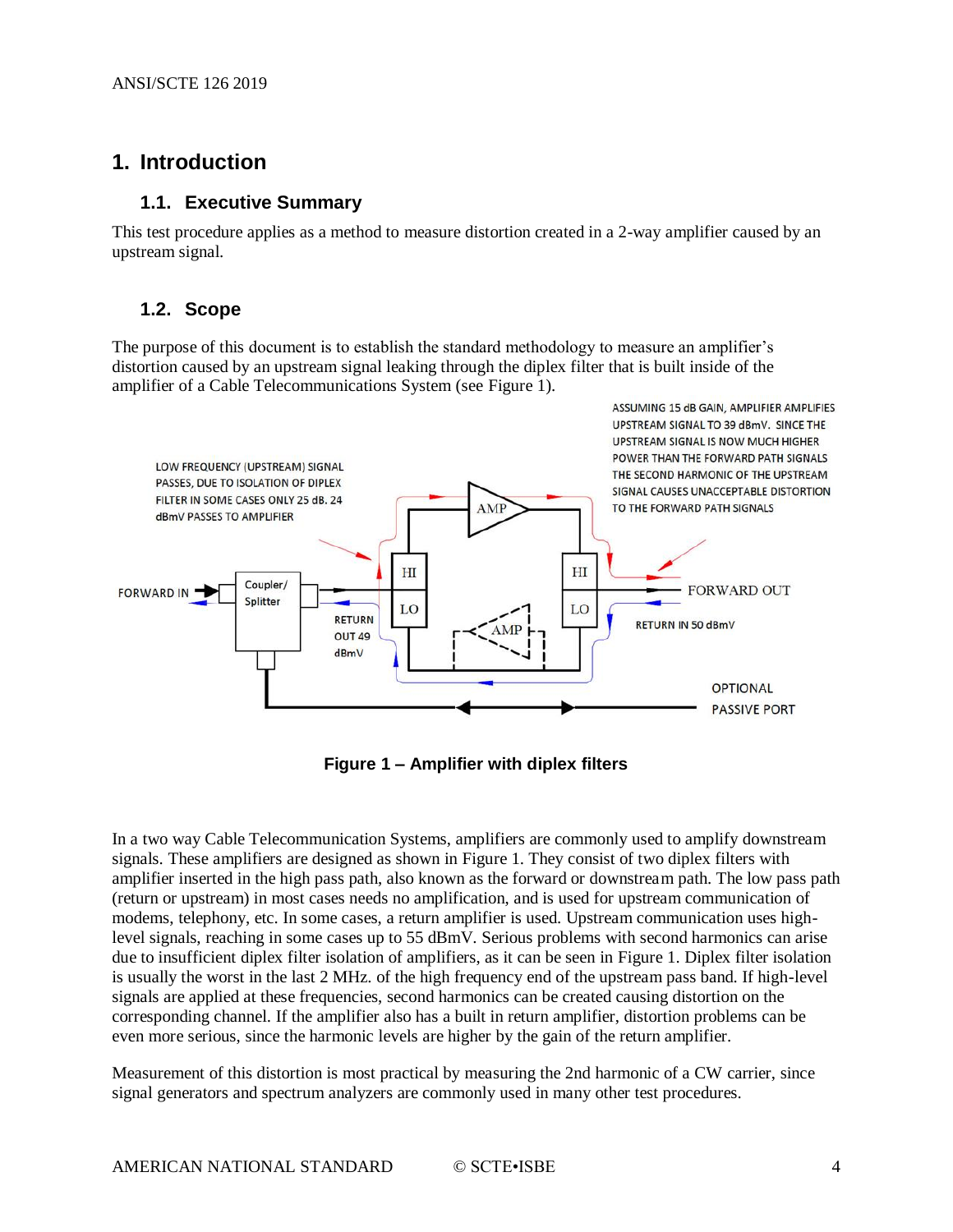# 1. Introduction

## 1.1. Executive Summary

This test procedure applies as a method to measure distortion created in a 2-way amplifier caused by an upstream signal.

## 1.2. Scope

The purpose of this document is to establish the standard methodology to measure an amplifier's distortion caused by an upstream signal leaking through the diplex filter that is built inside of the amplifier of a Cable Telecommunications System (see Figure 1).

LOW FREQUENCY (UPSTREAM) SIGNAL PASSES, DUE TO ISOLATION OF DIPLEX FILTER IN SOME CASES ONLY 25 dB. 24 dBmV PASSES TO AMPLIFIER

ASSUMING 15 dB GAIN, AMPLIFIER AMPLIFIES UPSTREAM SIGNAL TO 39 dBmV. SINCE THE UPSTREAM SIGNAL IS NOW MUCH HIGHER POWER THAN THE FORWARD PATH SIGNALS THE SECOND HARMONIC OF THE UPSTREAM SIGNAL CAUSES UNACCEPTABLE DISTORTION TO THE FORWARD PATH SIGNALS

FORWARD IN

Coupler/ Splitter

RETURN OUT 49 dBmV

HI

LO

AMP

AMP

HI

LO

FORWARD OUT

RETURN IN 50 dBmV

OPTIONAL PASSIVE PORT

**Figure 1 – Amplifier with diplex filters**

In a two way Cable Telecommunication Systems, amplifiers are commonly used to amplify downstream signals. These amplifiers are designed as shown in Figure 1. They consist of two diplex filters with amplifier inserted in the high pass path, also known as the forward or downstream path. The low pass path (return or upstream) in most cases needs no amplification, and is used for upstream communication of modems, telephony, etc. In some cases, a return amplifier is used. Upstream communication uses high-level signals, reaching in some cases up to 55 dBmV. Serious problems with second harmonics can arise due to insufficient diplex filter isolation of amplifiers, as it can be seen in Figure 1. Diplex filter isolation is usually the worst in the last 2 MHz. of the high frequency end of the upstream pass band. If high-level signals are applied at these frequencies, second harmonics can be created causing distortion on the corresponding channel. If the amplifier also has a built in return amplifier, distortion problems can be even more serious, since the harmonic levels are higher by the gain of the return amplifier.

Measurement of this distortion is most practical by measuring the 2nd harmonic of a CW carrier, since signal generators and spectrum analyzers are commonly used in many other test procedures.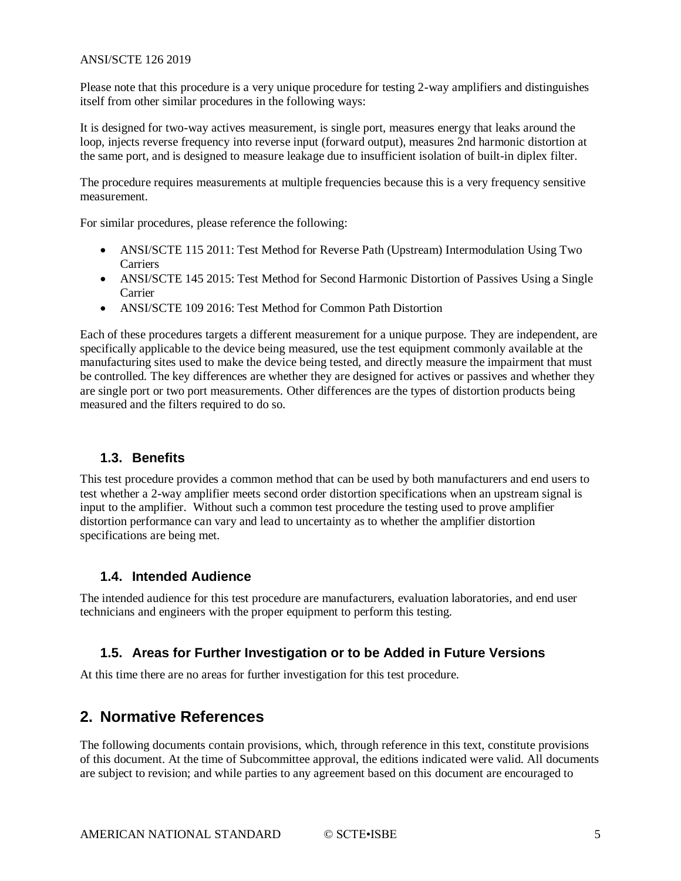Please note that this procedure is a very unique procedure for testing 2-way amplifiers and distinguishes itself from other similar procedures in the following ways:

It is designed for two-way actives measurement, is single port, measures energy that leaks around the loop, injects reverse frequency into reverse input (forward output), measures 2nd harmonic distortion at the same port, and is designed to measure leakage due to insufficient isolation of built-in diplex filter.

The procedure requires measurements at multiple frequencies because this is a very frequency sensitive measurement.

For similar procedures, please reference the following:

- ANSI/SCTE 115 2011: Test Method for Reverse Path (Upstream) Intermodulation Using Two Carriers
- ANSI/SCTE 145 2015: Test Method for Second Harmonic Distortion of Passives Using a Single Carrier
- ANSI/SCTE 109 2016: Test Method for Common Path Distortion

Each of these procedures targets a different measurement for a unique purpose. They are independent, are specifically applicable to the device being measured, use the test equipment commonly available at the manufacturing sites used to make the device being tested, and directly measure the impairment that must be controlled. The key differences are whether they are designed for actives or passives and whether they are single port or two port measurements. Other differences are the types of distortion products being measured and the filters required to do so.

### 1.3. Benefits

This test procedure provides a common method that can be used by both manufacturers and end users to test whether a 2-way amplifier meets second order distortion specifications when an upstream signal is input to the amplifier. Without such a common test procedure the testing used to prove amplifier distortion performance can vary and lead to uncertainty as to whether the amplifier distortion specifications are being met.

### 1.4. Intended Audience

The intended audience for this test procedure are manufacturers, evaluation laboratories, and end user technicians and engineers with the proper equipment to perform this testing.

### 1.5. Areas for Further Investigation or to be Added in Future Versions

At this time there are no areas for further investigation for this test procedure.

## 2. Normative References

The following documents contain provisions, which, through reference in this text, constitute provisions of this document. At the time of Subcommittee approval, the editions indicated were valid. All documents are subject to revision; and while parties to any agreement based on this document are encouraged to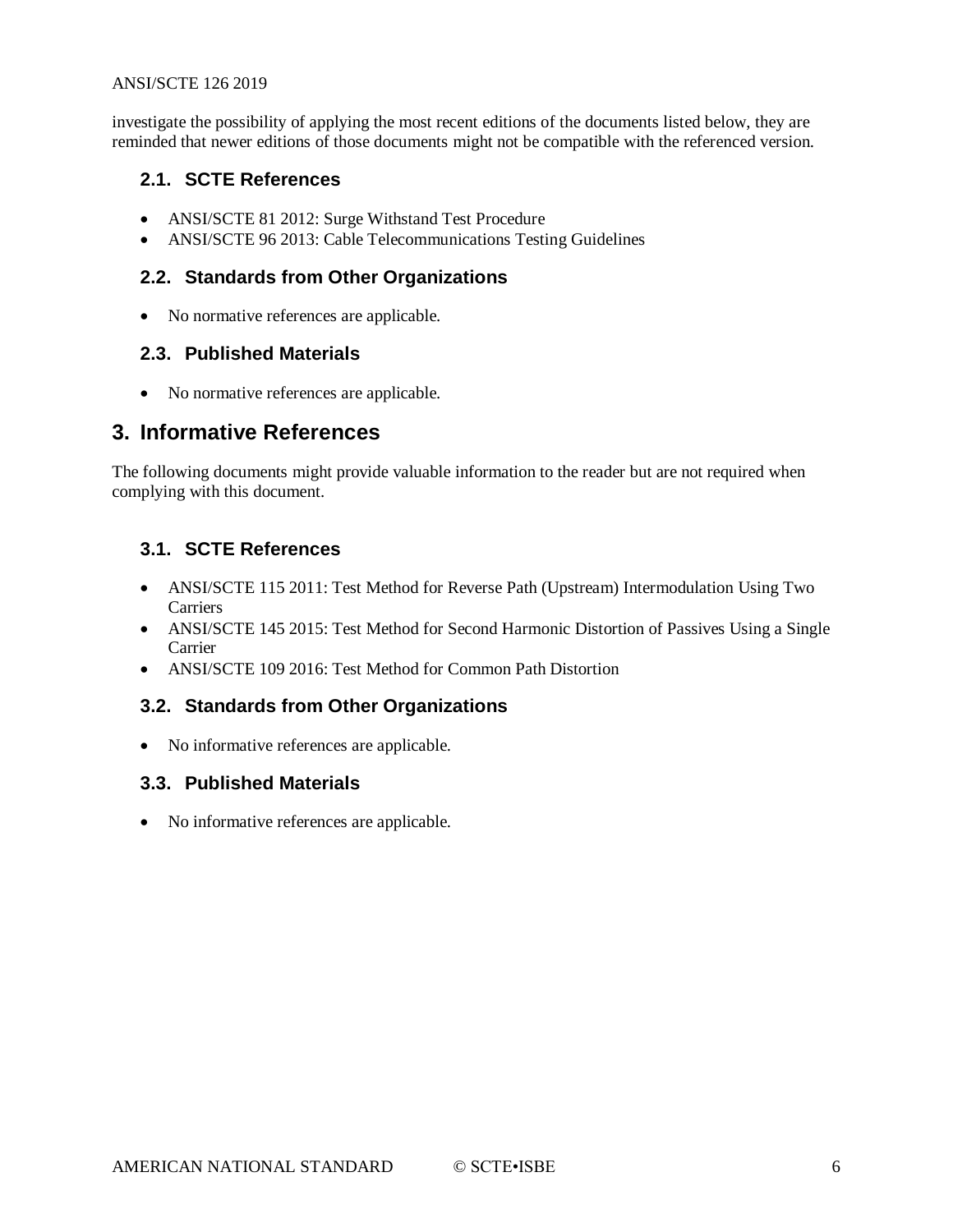investigate the possibility of applying the most recent editions of the documents listed below, they are reminded that newer editions of those documents might not be compatible with the referenced version.

### 2.1. SCTE References

- ANSI/SCTE 81 2012: Surge Withstand Test Procedure
- ANSI/SCTE 96 2013: Cable Telecommunications Testing Guidelines

### 2.2. Standards from Other Organizations

- No normative references are applicable.

### 2.3. Published Materials

- No normative references are applicable.

## 3. Informative References

The following documents might provide valuable information to the reader but are not required when complying with this document.

### 3.1. SCTE References

- ANSI/SCTE 115 2011: Test Method for Reverse Path (Upstream) Intermodulation Using Two Carriers
- ANSI/SCTE 145 2015: Test Method for Second Harmonic Distortion of Passives Using a Single Carrier
- ANSI/SCTE 109 2016: Test Method for Common Path Distortion

### 3.2. Standards from Other Organizations

- No informative references are applicable.

### 3.3. Published Materials

- No informative references are applicable.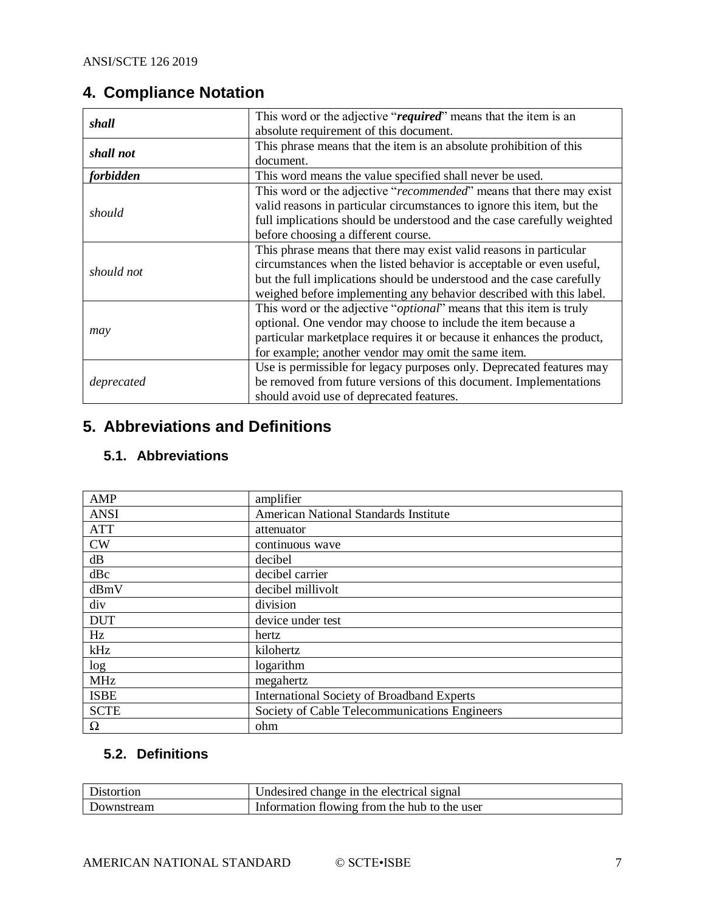## 4. Compliance Notation

| | |
|---|---|
| ***shall*** | This word or the adjective "***required***" means that the item is an absolute requirement of this document. |
| ***shall not*** | This phrase means that the item is an absolute prohibition of this document. |
| ***forbidden*** | This word means the value specified shall never be used. |
| *should* | This word or the adjective "*recommended*" means that there may exist valid reasons in particular circumstances to ignore this item, but the full implications should be understood and the case carefully weighted before choosing a different course. |
| *should not* | This phrase means that there may exist valid reasons in particular circumstances when the listed behavior is acceptable or even useful, but the full implications should be understood and the case carefully weighed before implementing any behavior described with this label. |
| *may* | This word or the adjective "*optional*" means that this item is truly optional. One vendor may choose to include the item because a particular marketplace requires it or because it enhances the product, for example; another vendor may omit the same item. |
| *deprecated* | Use is permissible for legacy purposes only. Deprecated features may be removed from future versions of this document. Implementations should avoid use of deprecated features. |

## 5. Abbreviations and Definitions

### 5.1. Abbreviations

| | |
|---|---|
| AMP | amplifier |
| ANSI | American National Standards Institute |
| ATT | attenuator |
| CW | continuous wave |
| dB | decibel |
| dBc | decibel carrier |
| dBmV | decibel millivolt |
| div | division |
| DUT | device under test |
| Hz | hertz |
| kHz | kilohertz |
| log | logarithm |
| MHz | megahertz |
| ISBE | International Society of Broadband Experts |
| SCTE | Society of Cable Telecommunications Engineers |
| Ω | ohm |

### 5.2. Definitions

| | |
|---|---|
| Distortion | Undesired change in the electrical signal |
| Downstream | Information flowing from the hub to the user |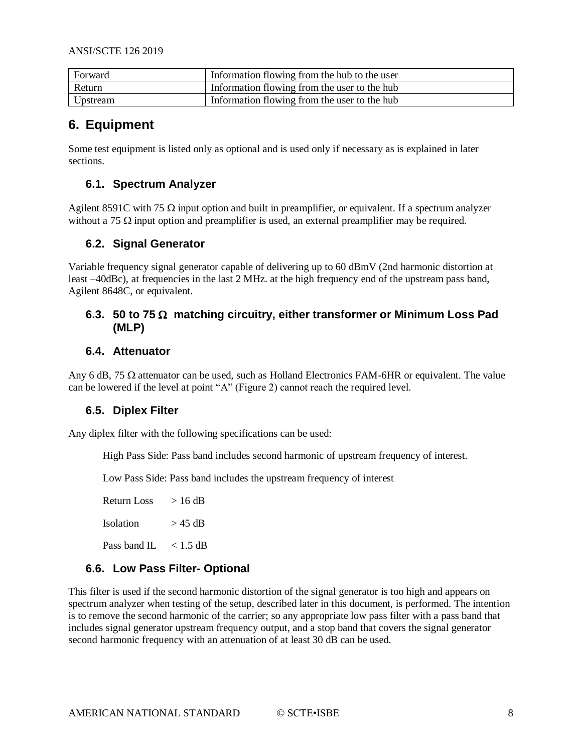| | |
|---|---|
| Forward | Information flowing from the hub to the user |
| Return | Information flowing from the user to the hub |
| Upstream | Information flowing from the user to the hub |

## 6. Equipment

Some test equipment is listed only as optional and is used only if necessary as is explained in later sections.

### 6.1. Spectrum Analyzer

Agilent 8591C with 75 Ω input option and built in preamplifier, or equivalent. If a spectrum analyzer without a 75 Ω input option and preamplifier is used, an external preamplifier may be required.

### 6.2. Signal Generator

Variable frequency signal generator capable of delivering up to 60 dBmV (2nd harmonic distortion at least –40dBc), at frequencies in the last 2 MHz. at the high frequency end of the upstream pass band, Agilent 8648C, or equivalent.

### 6.3. 50 to 75 Ω matching circuitry, either transformer or Minimum Loss Pad (MLP)

### 6.4. Attenuator

Any 6 dB, 75 Ω attenuator can be used, such as Holland Electronics FAM-6HR or equivalent. The value can be lowered if the level at point "A" (Figure 2) cannot reach the required level.

### 6.5. Diplex Filter

Any diplex filter with the following specifications can be used:

High Pass Side: Pass band includes second harmonic of upstream frequency of interest.

Low Pass Side: Pass band includes the upstream frequency of interest

Return Loss > 16 dB

Isolation > 45 dB

Pass band IL < 1.5 dB

### 6.6. Low Pass Filter- Optional

This filter is used if the second harmonic distortion of the signal generator is too high and appears on spectrum analyzer when testing of the setup, described later in this document, is performed. The intention is to remove the second harmonic of the carrier; so any appropriate low pass filter with a pass band that includes signal generator upstream frequency output, and a stop band that covers the signal generator second harmonic frequency with an attenuation of at least 30 dB can be used.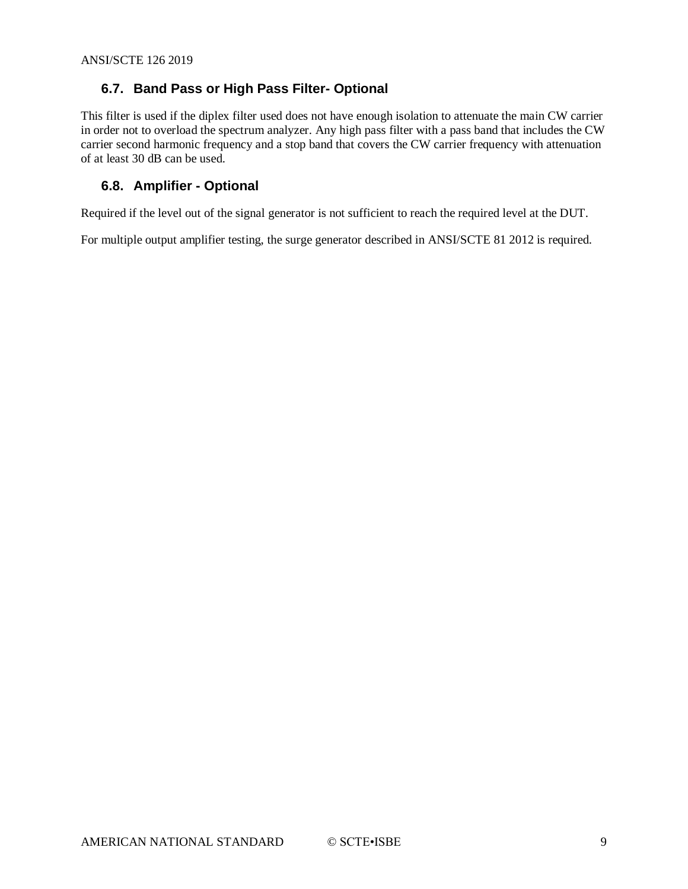## 6.7. Band Pass or High Pass Filter- Optional

This filter is used if the diplex filter used does not have enough isolation to attenuate the main CW carrier in order not to overload the spectrum analyzer. Any high pass filter with a pass band that includes the CW carrier second harmonic frequency and a stop band that covers the CW carrier frequency with attenuation of at least 30 dB can be used.

## 6.8. Amplifier - Optional

Required if the level out of the signal generator is not sufficient to reach the required level at the DUT.

For multiple output amplifier testing, the surge generator described in ANSI/SCTE 81 2012 is required.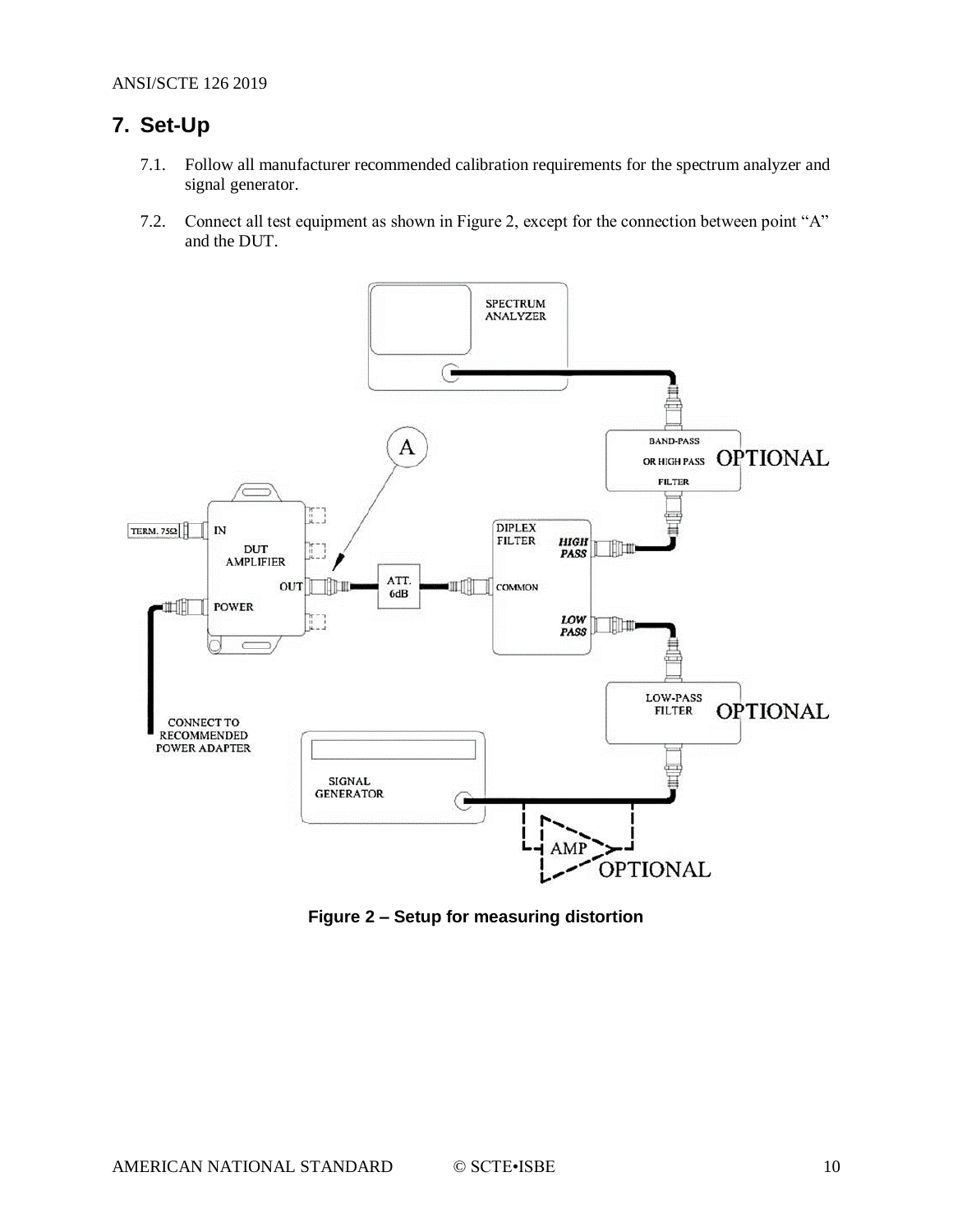## 7. Set-Up

7.1. Follow all manufacturer recommended calibration requirements for the spectrum analyzer and signal generator.

7.2. Connect all test equipment as shown in Figure 2, except for the connection between point "A" and the DUT.

SPECTRUM ANALYZER

BAND-PASS OR HIGH PASS FILTER

OPTIONAL

A

TERM. 75Ω

IN

DUT AMPLIFIER

OUT

POWER

ATT. 6dB

DIPLEX FILTER

HIGH PASS

COMMON

LOW PASS

LOW-PASS FILTER

OPTIONAL

CONNECT TO RECOMMENDED POWER ADAPTER

SIGNAL GENERATOR

AMP

OPTIONAL

**Figure 2 – Setup for measuring distortion**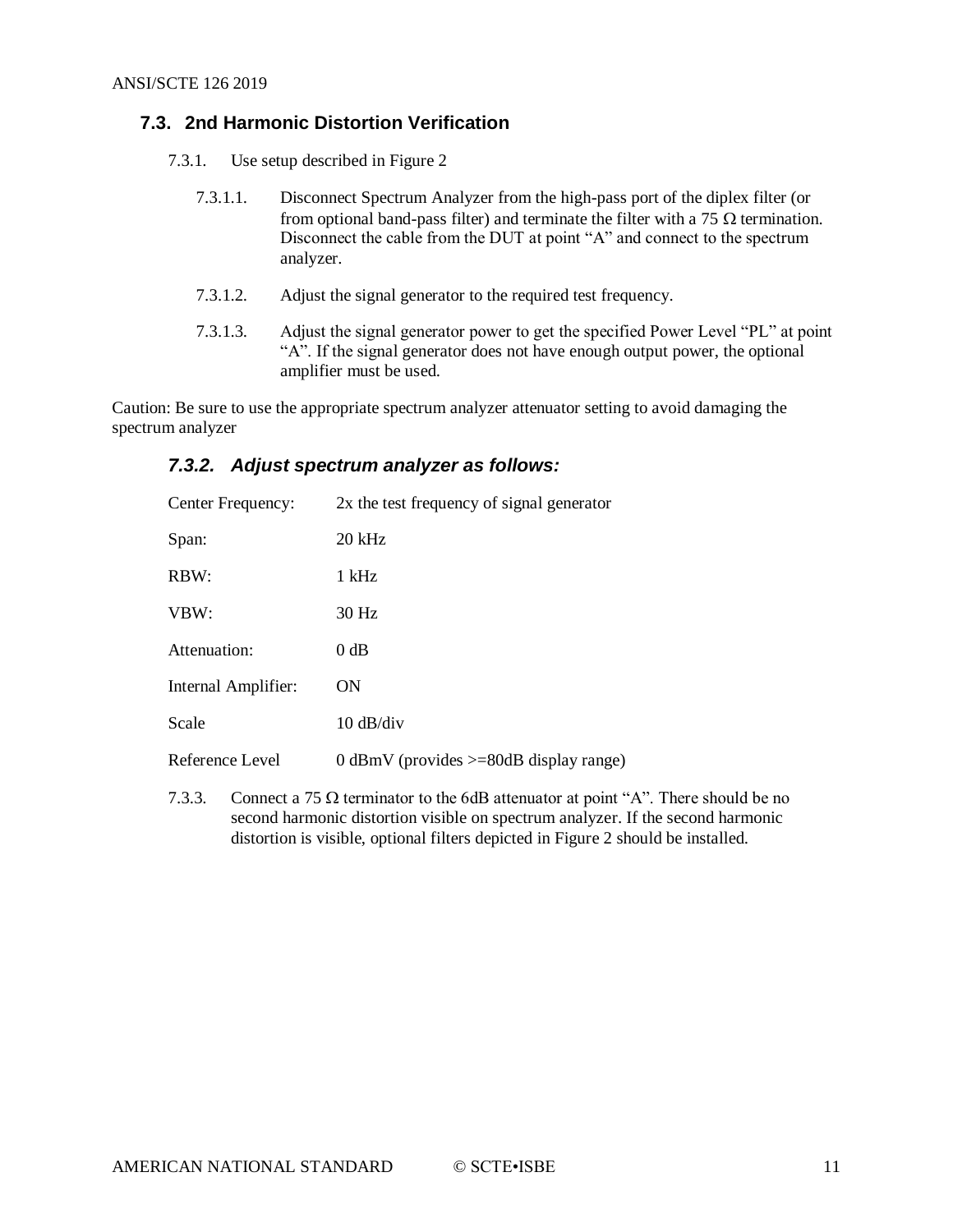## 7.3. 2nd Harmonic Distortion Verification

7.3.1. Use setup described in Figure 2

7.3.1.1. Disconnect Spectrum Analyzer from the high-pass port of the diplex filter (or from optional band-pass filter) and terminate the filter with a 75 Ω termination. Disconnect the cable from the DUT at point "A" and connect to the spectrum analyzer.

7.3.1.2. Adjust the signal generator to the required test frequency.

7.3.1.3. Adjust the signal generator power to get the specified Power Level "PL" at point "A". If the signal generator does not have enough output power, the optional amplifier must be used.

Caution: Be sure to use the appropriate spectrum analyzer attenuator setting to avoid damaging the spectrum analyzer

### *7.3.2. Adjust spectrum analyzer as follows:*

| | |
|---|---|
| Center Frequency: | 2x the test frequency of signal generator |
| Span: | 20 kHz |
| RBW: | 1 kHz |
| VBW: | 30 Hz |
| Attenuation: | 0 dB |
| Internal Amplifier: | ON |
| Scale | 10 dB/div |
| Reference Level | 0 dBmV (provides >=80dB display range) |

7.3.3. Connect a 75 Ω terminator to the 6dB attenuator at point "A". There should be no second harmonic distortion visible on spectrum analyzer. If the second harmonic distortion is visible, optional filters depicted in Figure 2 should be installed.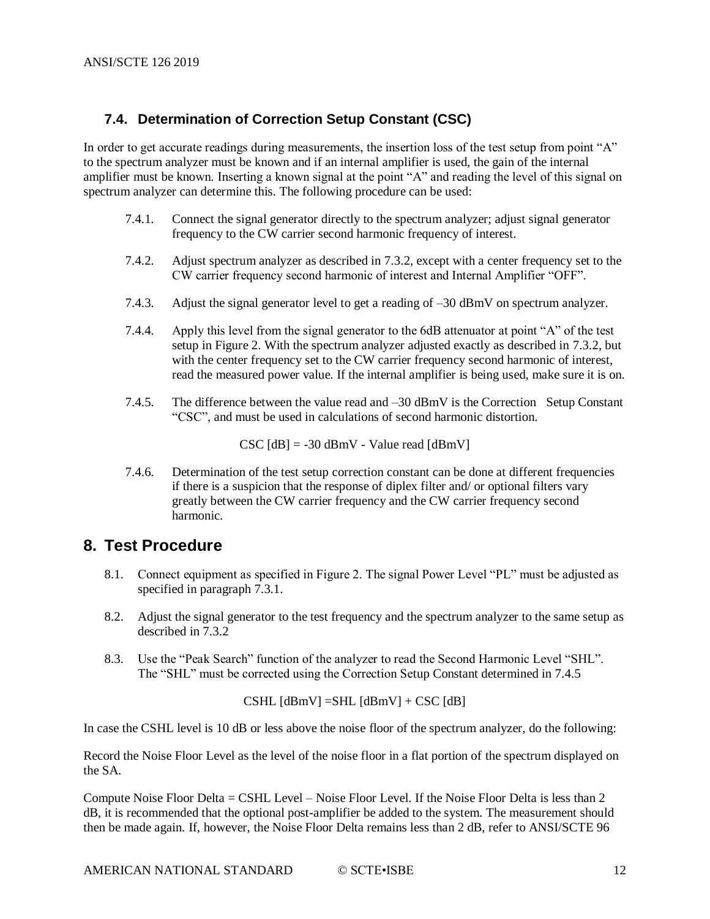### 7.4. Determination of Correction Setup Constant (CSC)

In order to get accurate readings during measurements, the insertion loss of the test setup from point "A" to the spectrum analyzer must be known and if an internal amplifier is used, the gain of the internal amplifier must be known. Inserting a known signal at the point "A" and reading the level of this signal on spectrum analyzer can determine this. The following procedure can be used:

7.4.1. Connect the signal generator directly to the spectrum analyzer; adjust signal generator frequency to the CW carrier second harmonic frequency of interest.

7.4.2. Adjust spectrum analyzer as described in 7.3.2, except with a center frequency set to the CW carrier frequency second harmonic of interest and Internal Amplifier "OFF".

7.4.3. Adjust the signal generator level to get a reading of –30 dBmV on spectrum analyzer.

7.4.4. Apply this level from the signal generator to the 6dB attenuator at point "A" of the test setup in Figure 2. With the spectrum analyzer adjusted exactly as described in 7.3.2, but with the center frequency set to the CW carrier frequency second harmonic of interest, read the measured power value. If the internal amplifier is being used, make sure it is on.

7.4.5. The difference between the value read and –30 dBmV is the Correction Setup Constant "CSC", and must be used in calculations of second harmonic distortion.

$$\text{CSC [dB]} = -30 \text{ dBmV} - \text{Value read [dBmV]}$$

7.4.6. Determination of the test setup correction constant can be done at different frequencies if there is a suspicion that the response of diplex filter and/ or optional filters vary greatly between the CW carrier frequency and the CW carrier frequency second harmonic.

## 8. Test Procedure

8.1. Connect equipment as specified in Figure 2. The signal Power Level "PL" must be adjusted as specified in paragraph 7.3.1.

8.2. Adjust the signal generator to the test frequency and the spectrum analyzer to the same setup as described in 7.3.2

8.3. Use the "Peak Search" function of the analyzer to read the Second Harmonic Level "SHL". The "SHL" must be corrected using the Correction Setup Constant determined in 7.4.5

$$\text{CSHL [dBmV]} = \text{SHL [dBmV]} + \text{CSC [dB]}$$

In case the CSHL level is 10 dB or less above the noise floor of the spectrum analyzer, do the following:

Record the Noise Floor Level as the level of the noise floor in a flat portion of the spectrum displayed on the SA.

Compute Noise Floor Delta = CSHL Level – Noise Floor Level. If the Noise Floor Delta is less than 2 dB, it is recommended that the optional post-amplifier be added to the system. The measurement should then be made again. If, however, the Noise Floor Delta remains less than 2 dB, refer to ANSI/SCTE 96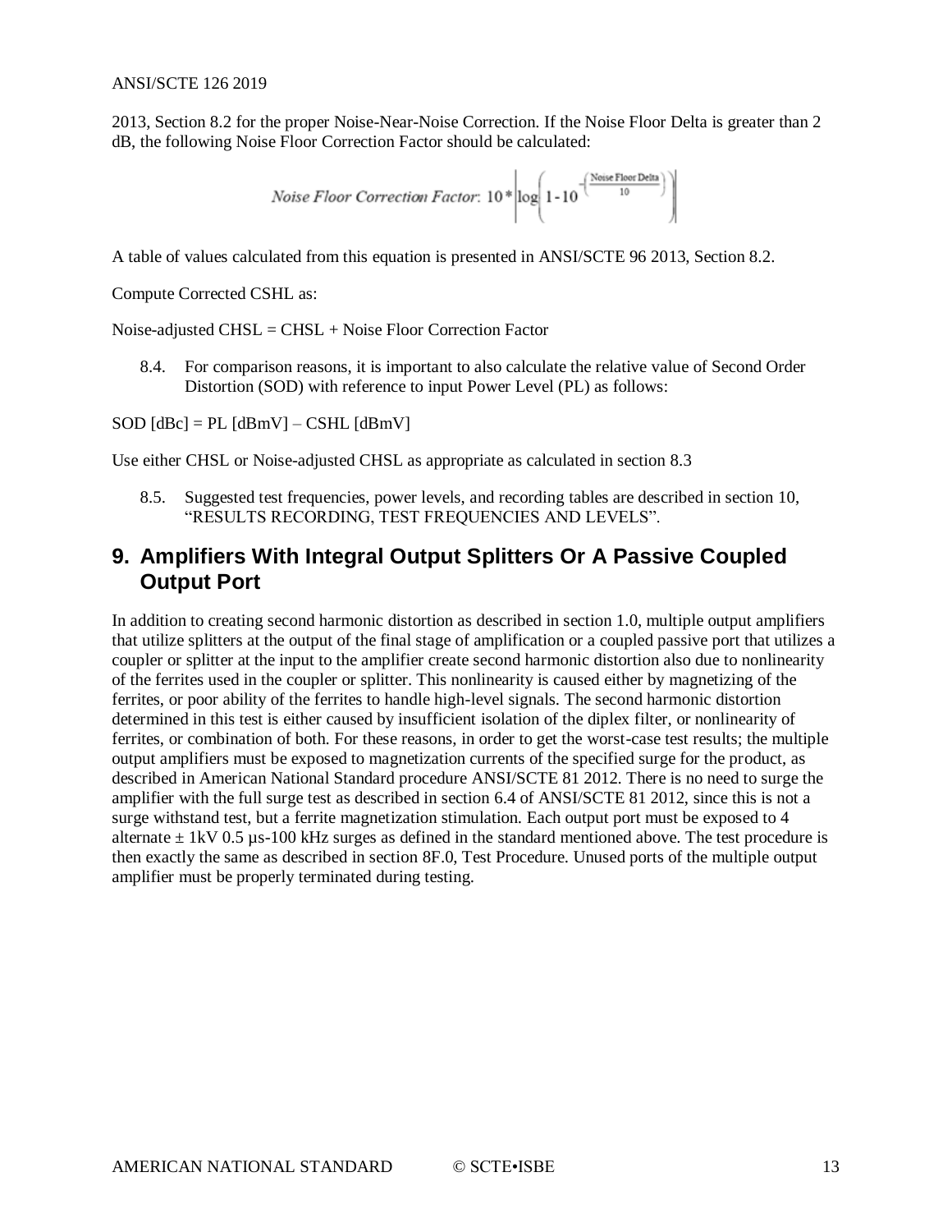2013, Section 8.2 for the proper Noise-Near-Noise Correction. If the Noise Floor Delta is greater than 2 dB, the following Noise Floor Correction Factor should be calculated:

$$\textit{Noise Floor Correction Factor}: \; 10 * \left| \log\left(1 - 10^{-\left(\frac{\text{Noise Floor Delta}}{10}\right)}\right) \right|$$

A table of values calculated from this equation is presented in ANSI/SCTE 96 2013, Section 8.2.

Compute Corrected CSHL as:

Noise-adjusted CHSL = CHSL + Noise Floor Correction Factor

8.4. For comparison reasons, it is important to also calculate the relative value of Second Order Distortion (SOD) with reference to input Power Level (PL) as follows:

SOD [dBc] = PL [dBmV] – CSHL [dBmV]

Use either CHSL or Noise-adjusted CHSL as appropriate as calculated in section 8.3

8.5. Suggested test frequencies, power levels, and recording tables are described in section 10, "RESULTS RECORDING, TEST FREQUENCIES AND LEVELS".

# 9. Amplifiers With Integral Output Splitters Or A Passive Coupled Output Port

In addition to creating second harmonic distortion as described in section 1.0, multiple output amplifiers that utilize splitters at the output of the final stage of amplification or a coupled passive port that utilizes a coupler or splitter at the input to the amplifier create second harmonic distortion also due to nonlinearity of the ferrites used in the coupler or splitter. This nonlinearity is caused either by magnetizing of the ferrites, or poor ability of the ferrites to handle high-level signals. The second harmonic distortion determined in this test is either caused by insufficient isolation of the diplex filter, or nonlinearity of ferrites, or combination of both. For these reasons, in order to get the worst-case test results; the multiple output amplifiers must be exposed to magnetization currents of the specified surge for the product, as described in American National Standard procedure ANSI/SCTE 81 2012. There is no need to surge the amplifier with the full surge test as described in section 6.4 of ANSI/SCTE 81 2012, since this is not a surge withstand test, but a ferrite magnetization stimulation. Each output port must be exposed to 4 alternate ± 1kV 0.5 µs-100 kHz surges as defined in the standard mentioned above. The test procedure is then exactly the same as described in section 8F.0, Test Procedure. Unused ports of the multiple output amplifier must be properly terminated during testing.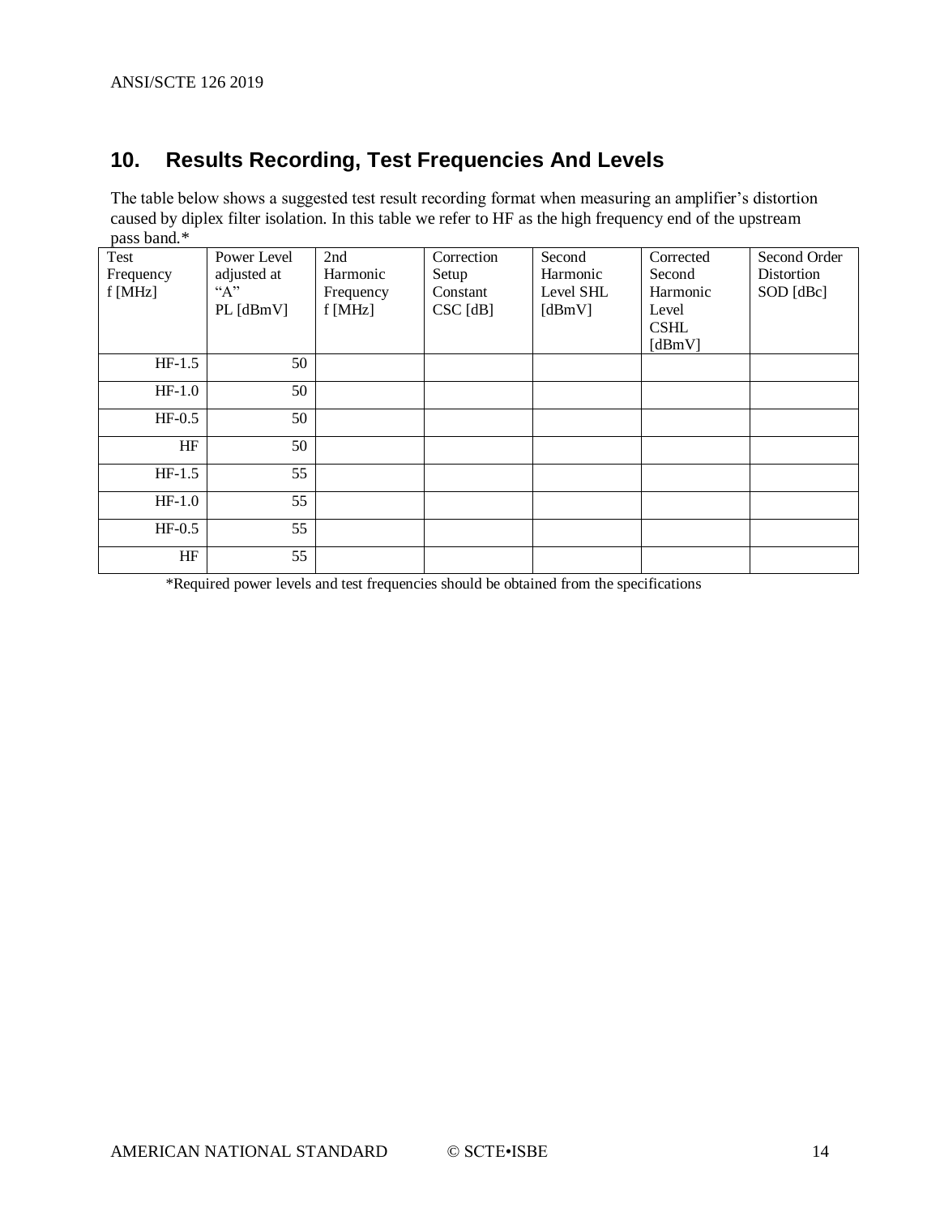## 10. Results Recording, Test Frequencies And Levels

The table below shows a suggested test result recording format when measuring an amplifier's distortion caused by diplex filter isolation. In this table we refer to HF as the high frequency end of the upstream pass band.*

| Test Frequency f [MHz] | Power Level adjusted at "A" PL [dBmV] | 2nd Harmonic Frequency f [MHz] | Correction Setup Constant CSC [dB] | Second Harmonic Level SHL [dBmV] | Corrected Second Harmonic Level CSHL [dBmV] | Second Order Distortion SOD [dBc] |
|---|---|---|---|---|---|---|
| HF-1.5 | 50 | | | | | |
| HF-1.0 | 50 | | | | | |
| HF-0.5 | 50 | | | | | |
| HF | 50 | | | | | |
| HF-1.5 | 55 | | | | | |
| HF-1.0 | 55 | | | | | |
| HF-0.5 | 55 | | | | | |
| HF | 55 | | | | | |

*Required power levels and test frequencies should be obtained from the specifications